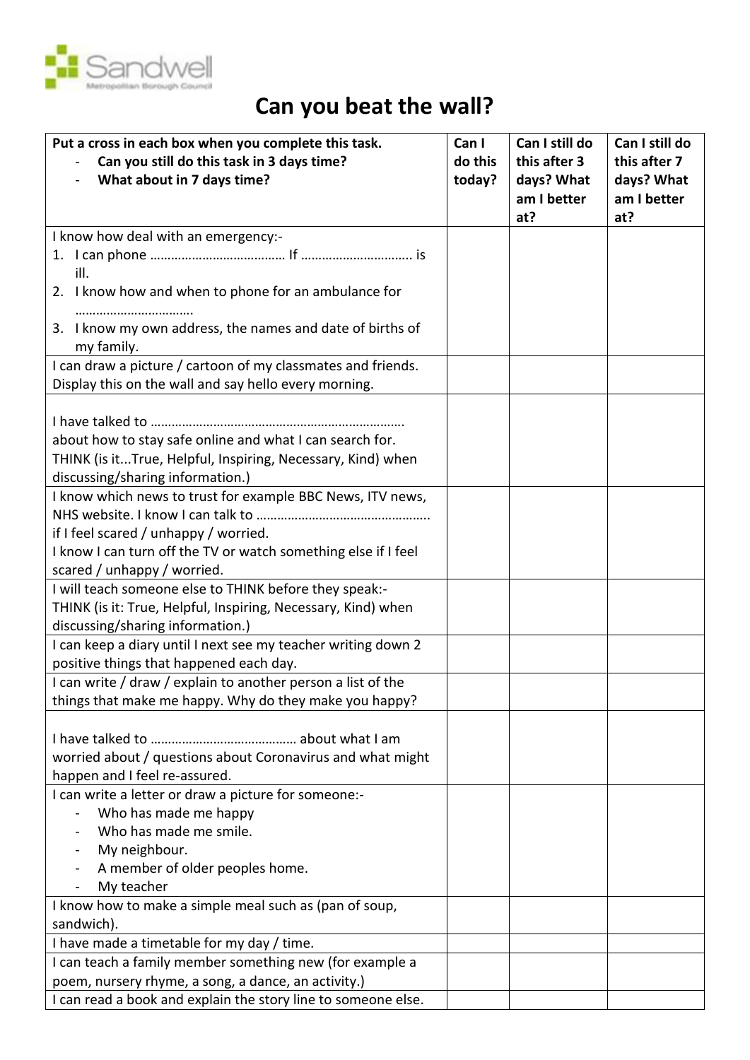Sandwell Metropolitan Borough Council

# Can you beat the wall?

| Put a cross in each box when you complete this task.<br>- **Can you still do this task in 3 days time?**<br>- **What about in 7 days time?** | **Can I do this today?** | **Can I still do this after 3 days? What am I better at?** | **Can I still do this after 7 days? What am I better at?** |
|---|---|---|---|
| I know how deal with an emergency:-<br>1. I can phone ………………………………… If ………………………….. is ill.<br>2. I know how and when to phone for an ambulance for …………………………….<br>3. I know my own address, the names and date of births of my family. | | | |
| I can draw a picture / cartoon of my classmates and friends. Display this on the wall and say hello every morning. | | | |
| I have talked to ……………………………………………………………. about how to stay safe online and what I can search for. THINK (is it...True, Helpful, Inspiring, Necessary, Kind) when discussing/sharing information.) | | | |
| I know which news to trust for example BBC News, ITV news, NHS website. I know I can talk to ………………………………………….. if I feel scared / unhappy / worried.<br>I know I can turn off the TV or watch something else if I feel scared / unhappy / worried. | | | |
| I will teach someone else to THINK before they speak:-<br>THINK (is it: True, Helpful, Inspiring, Necessary, Kind) when discussing/sharing information.) | | | |
| I can keep a diary until I next see my teacher writing down 2 positive things that happened each day. | | | |
| I can write / draw / explain to another person a list of the things that make me happy. Why do they make you happy? | | | |
| I have talked to …………………………………… about what I am worried about / questions about Coronavirus and what might happen and I feel re-assured. | | | |
| I can write a letter or draw a picture for someone:-<br>- Who has made me happy<br>- Who has made me smile.<br>- My neighbour.<br>- A member of older peoples home.<br>- My teacher | | | |
| I know how to make a simple meal such as (pan of soup, sandwich). | | | |
| I have made a timetable for my day / time. | | | |
| I can teach a family member something new (for example a poem, nursery rhyme, a song, a dance, an activity.) | | | |
| I can read a book and explain the story line to someone else. | | | |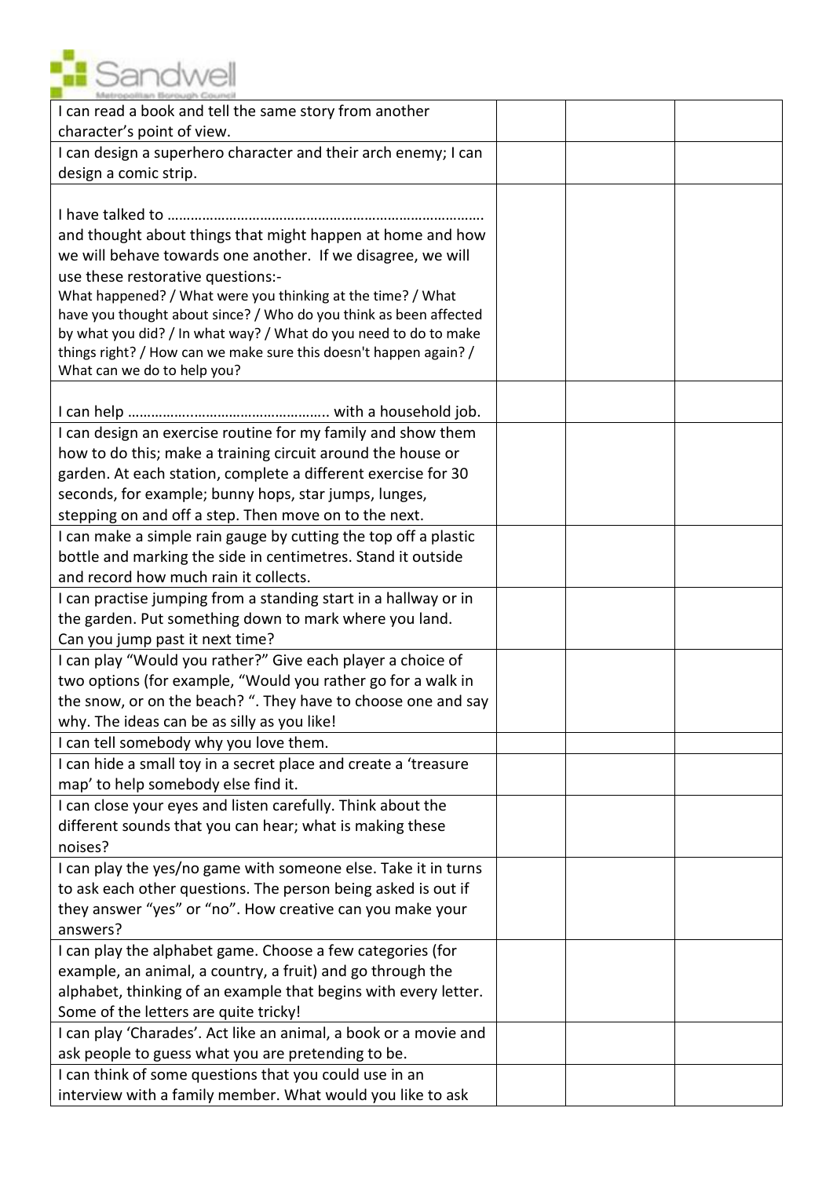| | | | |
|---|---|---|---|
| I can read a book and tell the same story from another character's point of view. | | | |
| I can design a superhero character and their arch enemy; I can design a comic strip. | | | |
| I have talked to ……………………………………………………………………. and thought about things that might happen at home and how we will behave towards one another. If we disagree, we will use these restorative questions:- What happened? / What were you thinking at the time? / What have you thought about since? / Who do you think as been affected by what you did? / In what way? / What do you need to do to make things right? / How can we make sure this doesn't happen again? / What can we do to help you? | | | |
| I can help …………..…………………………….. with a household job. | | | |
| I can design an exercise routine for my family and show them how to do this; make a training circuit around the house or garden. At each station, complete a different exercise for 30 seconds, for example; bunny hops, star jumps, lunges, stepping on and off a step. Then move on to the next. | | | |
| I can make a simple rain gauge by cutting the top off a plastic bottle and marking the side in centimetres. Stand it outside and record how much rain it collects. | | | |
| I can practise jumping from a standing start in a hallway or in the garden. Put something down to mark where you land. Can you jump past it next time? | | | |
| I can play "Would you rather?" Give each player a choice of two options (for example, "Would you rather go for a walk in the snow, or on the beach? ". They have to choose one and say why. The ideas can be as silly as you like! | | | |
| I can tell somebody why you love them. | | | |
| I can hide a small toy in a secret place and create a 'treasure map' to help somebody else find it. | | | |
| I can close your eyes and listen carefully. Think about the different sounds that you can hear; what is making these noises? | | | |
| I can play the yes/no game with someone else. Take it in turns to ask each other questions. The person being asked is out if they answer "yes" or "no". How creative can you make your answers? | | | |
| I can play the alphabet game. Choose a few categories (for example, an animal, a country, a fruit) and go through the alphabet, thinking of an example that begins with every letter. Some of the letters are quite tricky! | | | |
| I can play 'Charades'. Act like an animal, a book or a movie and ask people to guess what you are pretending to be. | | | |
| I can think of some questions that you could use in an interview with a family member. What would you like to ask | | | |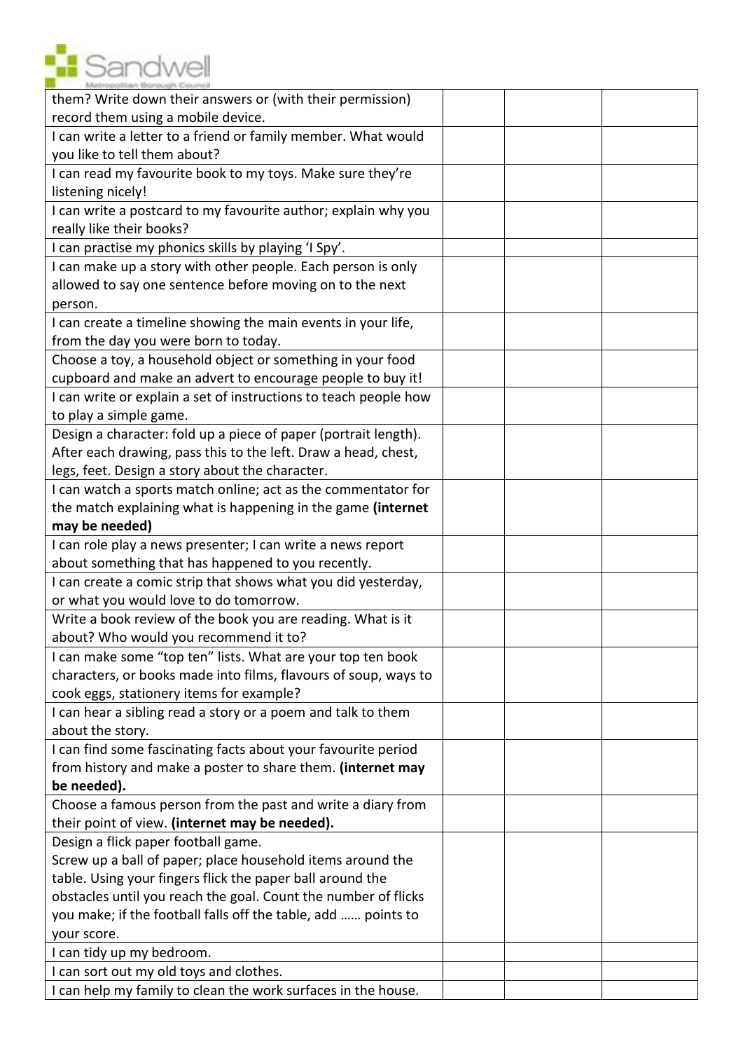| | | | |
|---|---|---|---|
| them? Write down their answers or (with their permission) record them using a mobile device. | | | |
| I can write a letter to a friend or family member. What would you like to tell them about? | | | |
| I can read my favourite book to my toys. Make sure they're listening nicely! | | | |
| I can write a postcard to my favourite author; explain why you really like their books? | | | |
| I can practise my phonics skills by playing 'I Spy'. | | | |
| I can make up a story with other people. Each person is only allowed to say one sentence before moving on to the next person. | | | |
| I can create a timeline showing the main events in your life, from the day you were born to today. | | | |
| Choose a toy, a household object or something in your food cupboard and make an advert to encourage people to buy it! | | | |
| I can write or explain a set of instructions to teach people how to play a simple game. | | | |
| Design a character: fold up a piece of paper (portrait length). After each drawing, pass this to the left. Draw a head, chest, legs, feet. Design a story about the character. | | | |
| I can watch a sports match online; act as the commentator for the match explaining what is happening in the game **(internet may be needed)** | | | |
| I can role play a news presenter; I can write a news report about something that has happened to you recently. | | | |
| I can create a comic strip that shows what you did yesterday, or what you would love to do tomorrow. | | | |
| Write a book review of the book you are reading. What is it about? Who would you recommend it to? | | | |
| I can make some "top ten" lists. What are your top ten book characters, or books made into films, flavours of soup, ways to cook eggs, stationery items for example? | | | |
| I can hear a sibling read a story or a poem and talk to them about the story. | | | |
| I can find some fascinating facts about your favourite period from history and make a poster to share them. **(internet may be needed).** | | | |
| Choose a famous person from the past and write a diary from their point of view. **(internet may be needed).** | | | |
| Design a flick paper football game. Screw up a ball of paper; place household items around the table. Using your fingers flick the paper ball around the obstacles until you reach the goal. Count the number of flicks you make; if the football falls off the table, add …… points to your score. | | | |
| I can tidy up my bedroom. | | | |
| I can sort out my old toys and clothes. | | | |
| I can help my family to clean the work surfaces in the house. | | | |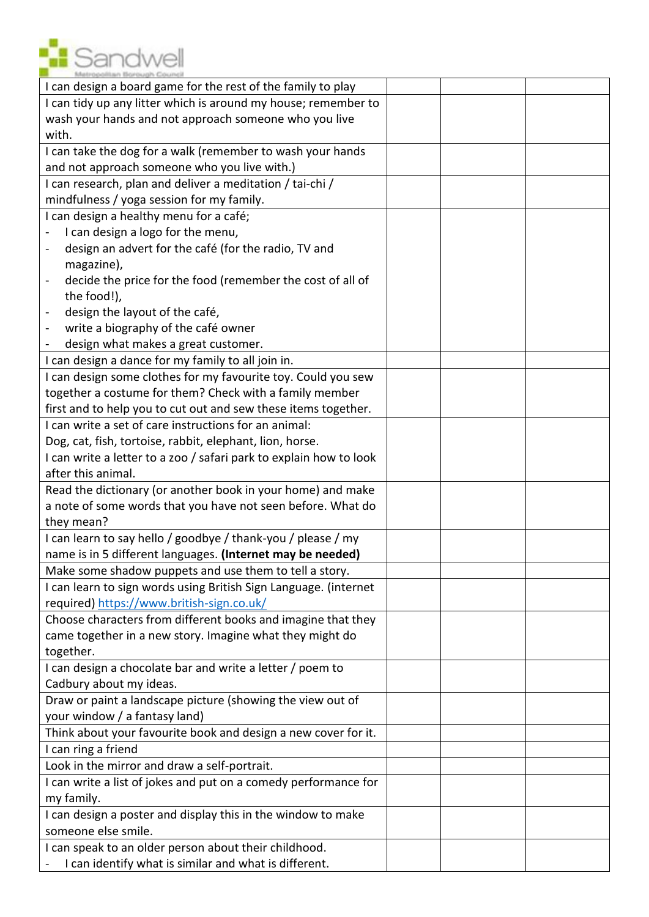| I can design a board game for the rest of the family to play | | | |
|---|---|---|---|
| I can tidy up any litter which is around my house; remember to wash your hands and not approach someone who you live with. | | | |
| I can take the dog for a walk (remember to wash your hands and not approach someone who you live with.) | | | |
| I can research, plan and deliver a meditation / tai-chi / mindfulness / yoga session for my family. | | | |
| I can design a healthy menu for a café;<br>- I can design a logo for the menu,<br>- design an advert for the café (for the radio, TV and magazine),<br>- decide the price for the food (remember the cost of all of the food!),<br>- design the layout of the café,<br>- write a biography of the café owner<br>- design what makes a great customer. | | | |
| I can design a dance for my family to all join in. | | | |
| I can design some clothes for my favourite toy. Could you sew together a costume for them? Check with a family member first and to help you to cut out and sew these items together. | | | |
| I can write a set of care instructions for an animal:<br>Dog, cat, fish, tortoise, rabbit, elephant, lion, horse.<br>I can write a letter to a zoo / safari park to explain how to look after this animal. | | | |
| Read the dictionary (or another book in your home) and make a note of some words that you have not seen before. What do they mean? | | | |
| I can learn to say hello / goodbye / thank-you / please / my name is in 5 different languages. **(Internet may be needed)** | | | |
| Make some shadow puppets and use them to tell a story. | | | |
| I can learn to sign words using British Sign Language. (internet required) [https://www.british-sign.co.uk/](https://www.british-sign.co.uk/) | | | |
| Choose characters from different books and imagine that they came together in a new story. Imagine what they might do together. | | | |
| I can design a chocolate bar and write a letter / poem to Cadbury about my ideas. | | | |
| Draw or paint a landscape picture (showing the view out of your window / a fantasy land) | | | |
| Think about your favourite book and design a new cover for it. | | | |
| I can ring a friend | | | |
| Look in the mirror and draw a self-portrait. | | | |
| I can write a list of jokes and put on a comedy performance for my family. | | | |
| I can design a poster and display this in the window to make someone else smile. | | | |
| I can speak to an older person about their childhood.<br>- I can identify what is similar and what is different. | | | |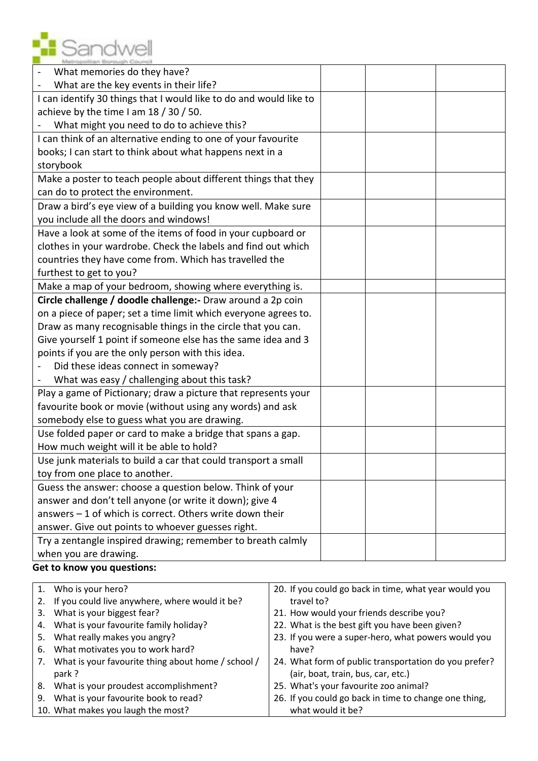| | | | |
|---|---|---|---|
| - What memories do they have?<br>- What are the key events in their life? | | | |
| I can identify 30 things that I would like to do and would like to achieve by the time I am 18 / 30 / 50.<br>- What might you need to do to achieve this? | | | |
| I can think of an alternative ending to one of your favourite books; I can start to think about what happens next in a storybook | | | |
| Make a poster to teach people about different things that they can do to protect the environment. | | | |
| Draw a bird's eye view of a building you know well. Make sure you include all the doors and windows! | | | |
| Have a look at some of the items of food in your cupboard or clothes in your wardrobe. Check the labels and find out which countries they have come from. Which has travelled the furthest to get to you? | | | |
| Make a map of your bedroom, showing where everything is. | | | |
| **Circle challenge / doodle challenge:-** Draw around a 2p coin on a piece of paper; set a time limit which everyone agrees to. Draw as many recognisable things in the circle that you can. Give yourself 1 point if someone else has the same idea and 3 points if you are the only person with this idea.<br>- Did these ideas connect in someway?<br>- What was easy / challenging about this task? | | | |
| Play a game of Pictionary; draw a picture that represents your favourite book or movie (without using any words) and ask somebody else to guess what you are drawing. | | | |
| Use folded paper or card to make a bridge that spans a gap. How much weight will it be able to hold? | | | |
| Use junk materials to build a car that could transport a small toy from one place to another. | | | |
| Guess the answer: choose a question below. Think of your answer and don't tell anyone (or write it down); give 4 answers – 1 of which is correct. Others write down their answer. Give out points to whoever guesses right. | | | |
| Try a zentangle inspired drawing; remember to breath calmly when you are drawing. | | | |

**Get to know you questions:**

1. Who is your hero?
2. If you could live anywhere, where would it be?
3. What is your biggest fear?
4. What is your favourite family holiday?
5. What really makes you angry?
6. What motivates you to work hard?
7. What is your favourite thing about home / school / park ?
8. What is your proudest accomplishment?
9. What is your favourite book to read?
10. What makes you laugh the most?

20. If you could go back in time, what year would you travel to?
21. How would your friends describe you?
22. What is the best gift you have been given?
23. If you were a super-hero, what powers would you have?
24. What form of public transportation do you prefer? (air, boat, train, bus, car, etc.)
25. What's your favourite zoo animal?
26. If you could go back in time to change one thing, what would it be?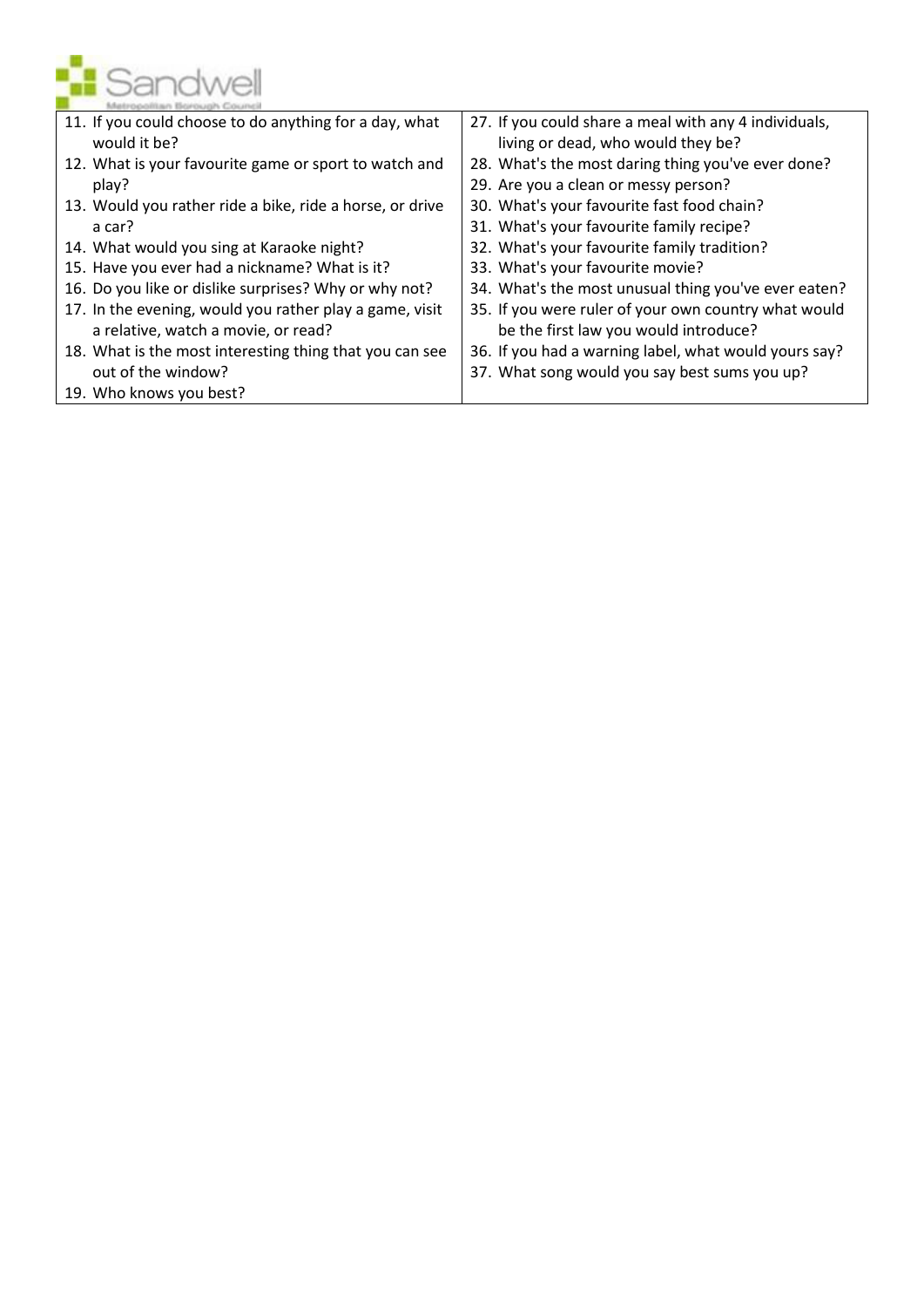11. If you could choose to do anything for a day, what would it be?
12. What is your favourite game or sport to watch and play?
13. Would you rather ride a bike, ride a horse, or drive a car?
14. What would you sing at Karaoke night?
15. Have you ever had a nickname? What is it?
16. Do you like or dislike surprises? Why or why not?
17. In the evening, would you rather play a game, visit a relative, watch a movie, or read?
18. What is the most interesting thing that you can see out of the window?
19. Who knows you best?

27. If you could share a meal with any 4 individuals, living or dead, who would they be?
28. What's the most daring thing you've ever done?
29. Are you a clean or messy person?
30. What's your favourite fast food chain?
31. What's your favourite family recipe?
32. What's your favourite family tradition?
33. What's your favourite movie?
34. What's the most unusual thing you've ever eaten?
35. If you were ruler of your own country what would be the first law you would introduce?
36. If you had a warning label, what would yours say?
37. What song would you say best sums you up?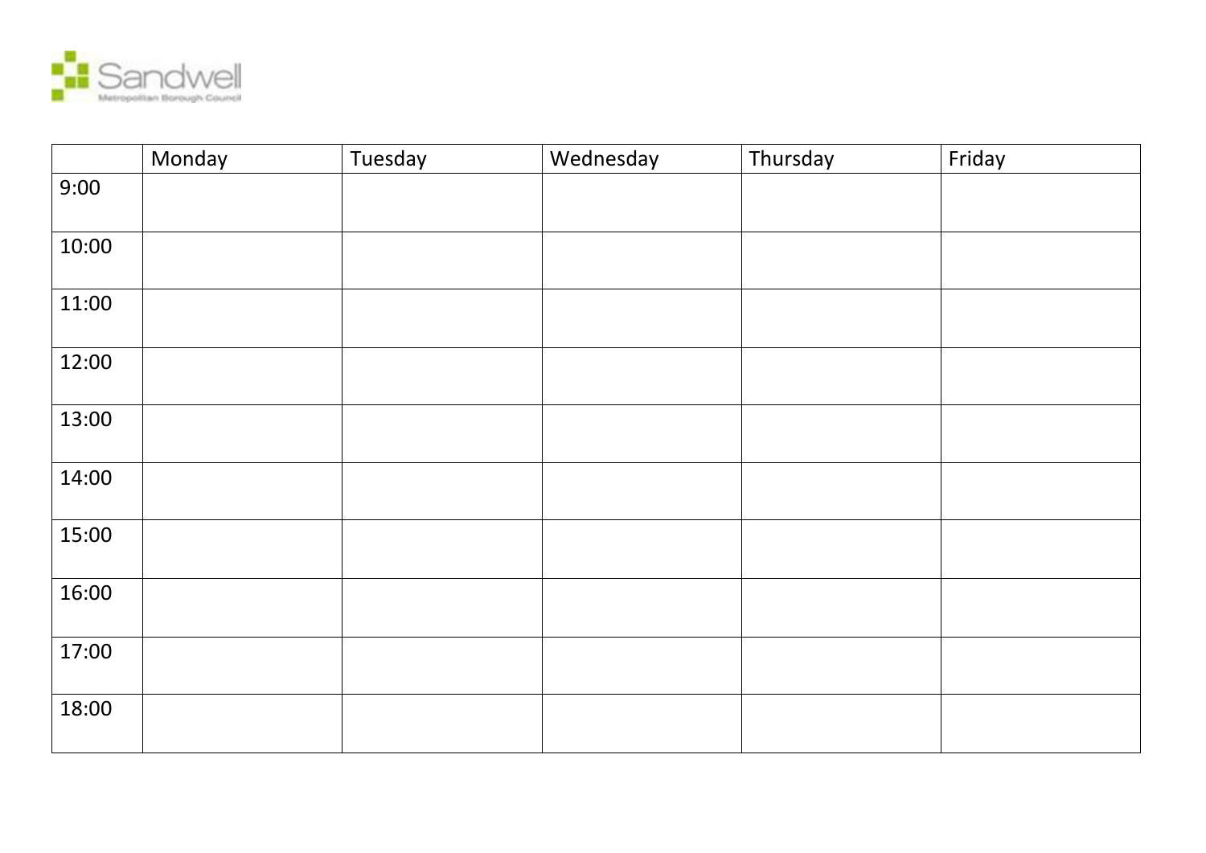Sandwell
Metropolitan Borough Council

| | Monday | Tuesday | Wednesday | Thursday | Friday |
|---|---|---|---|---|---|
| 9:00 | | | | | |
| 10:00 | | | | | |
| 11:00 | | | | | |
| 12:00 | | | | | |
| 13:00 | | | | | |
| 14:00 | | | | | |
| 15:00 | | | | | |
| 16:00 | | | | | |
| 17:00 | | | | | |
| 18:00 | | | | | |